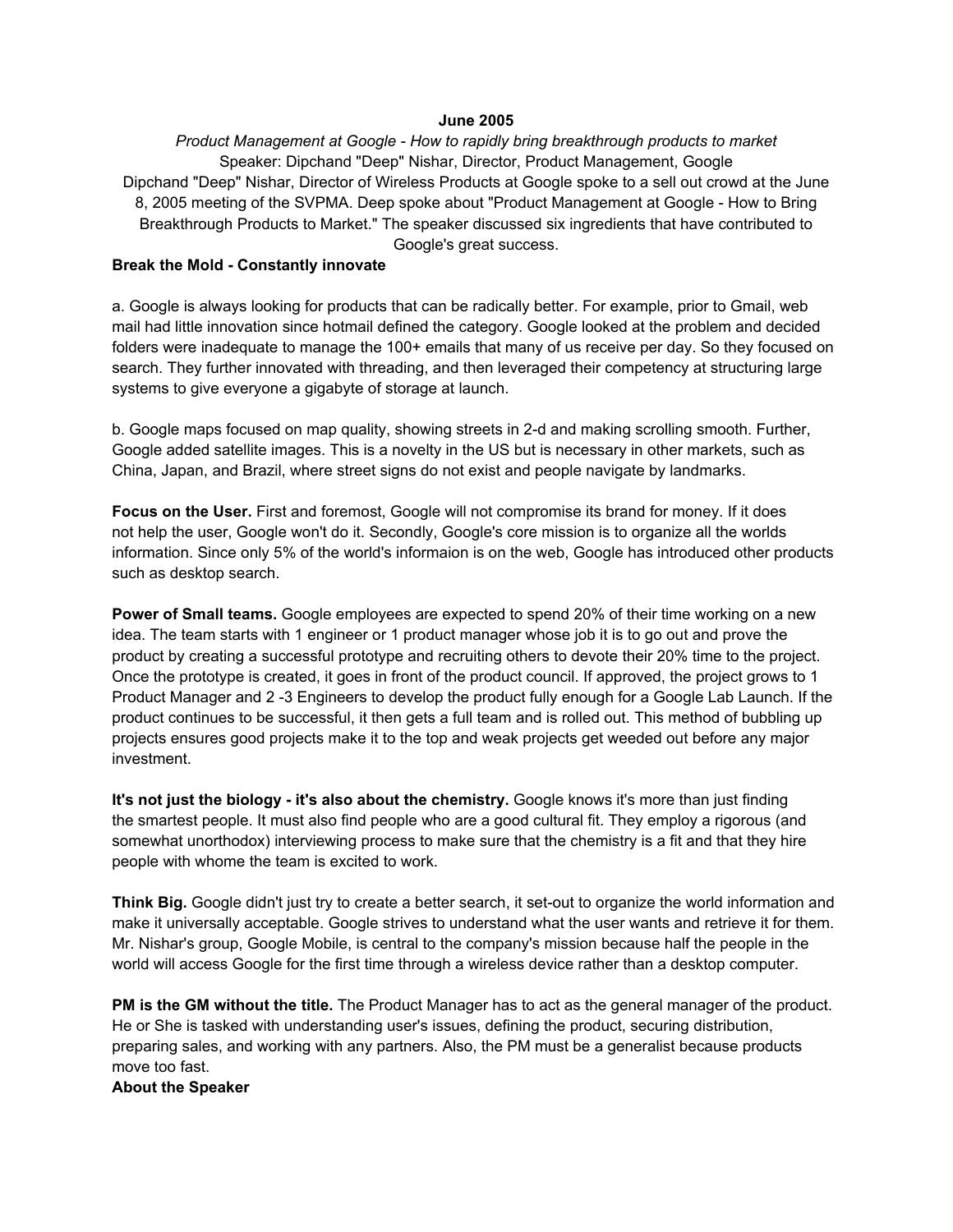**June 2005**

*Product Management at Google - How to rapidly bring breakthrough products to market*

Speaker: Dipchand "Deep" Nishar, Director, Product Management, Google

Dipchand "Deep" Nishar, Director of Wireless Products at Google spoke to a sell out crowd at the June 8, 2005 meeting of the SVPMA. Deep spoke about "Product Management at Google - How to Bring Breakthrough Products to Market." The speaker discussed six ingredients that have contributed to Google's great success.

**Break the Mold - Constantly innovate**

a. Google is always looking for products that can be radically better. For example, prior to Gmail, web mail had little innovation since hotmail defined the category. Google looked at the problem and decided folders were inadequate to manage the 100+ emails that many of us receive per day. So they focused on search. They further innovated with threading, and then leveraged their competency at structuring large systems to give everyone a gigabyte of storage at launch.

b. Google maps focused on map quality, showing streets in 2-d and making scrolling smooth. Further, Google added satellite images. This is a novelty in the US but is necessary in other markets, such as China, Japan, and Brazil, where street signs do not exist and people navigate by landmarks.

**Focus on the User.** First and foremost, Google will not compromise its brand for money. If it does not help the user, Google won't do it. Secondly, Google's core mission is to organize all the worlds information. Since only 5% of the world's informaion is on the web, Google has introduced other products such as desktop search.

**Power of Small teams.** Google employees are expected to spend 20% of their time working on a new idea. The team starts with 1 engineer or 1 product manager whose job it is to go out and prove the product by creating a successful prototype and recruiting others to devote their 20% time to the project. Once the prototype is created, it goes in front of the product council. If approved, the project grows to 1 Product Manager and 2 -3 Engineers to develop the product fully enough for a Google Lab Launch. If the product continues to be successful, it then gets a full team and is rolled out. This method of bubbling up projects ensures good projects make it to the top and weak projects get weeded out before any major investment.

**It's not just the biology - it's also about the chemistry.** Google knows it's more than just finding the smartest people. It must also find people who are a good cultural fit. They employ a rigorous (and somewhat unorthodox) interviewing process to make sure that the chemistry is a fit and that they hire people with whome the team is excited to work.

**Think Big.** Google didn't just try to create a better search, it set-out to organize the world information and make it universally acceptable. Google strives to understand what the user wants and retrieve it for them. Mr. Nishar's group, Google Mobile, is central to the company's mission because half the people in the world will access Google for the first time through a wireless device rather than a desktop computer.

**PM is the GM without the title.** The Product Manager has to act as the general manager of the product. He or She is tasked with understanding user's issues, defining the product, securing distribution, preparing sales, and working with any partners. Also, the PM must be a generalist because products move too fast.

**About the Speaker**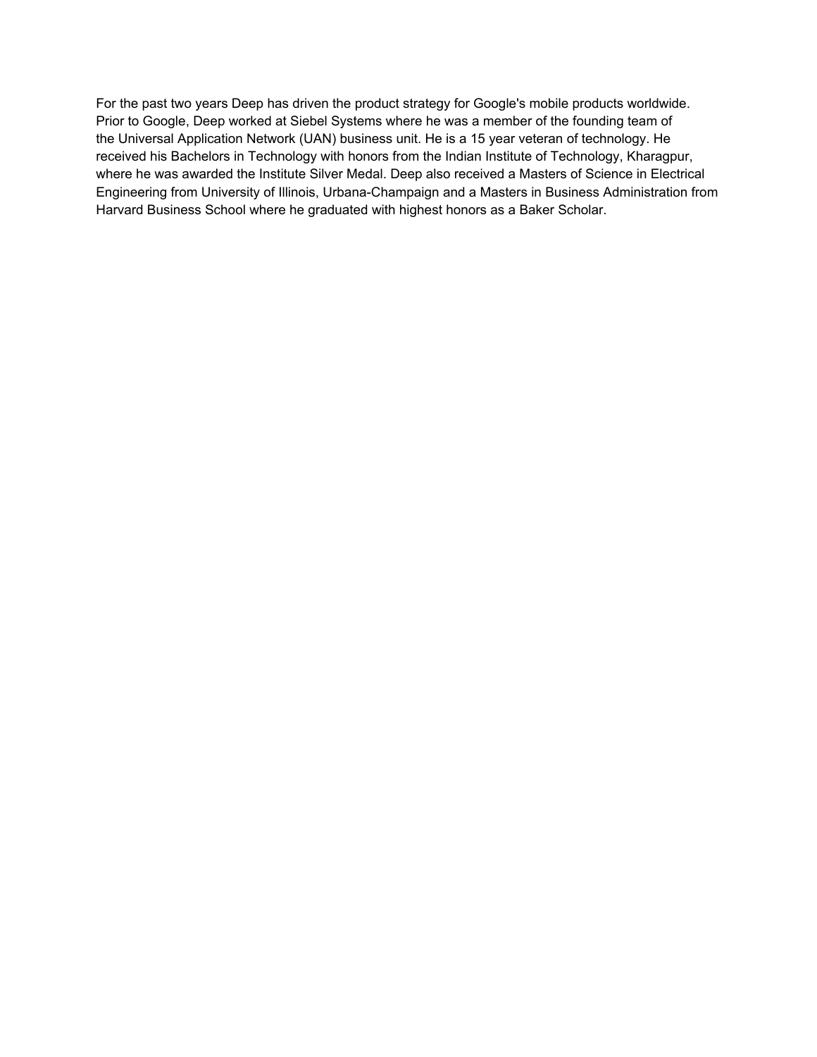For the past two years Deep has driven the product strategy for Google's mobile products worldwide. Prior to Google, Deep worked at Siebel Systems where he was a member of the founding team of the Universal Application Network (UAN) business unit. He is a 15 year veteran of technology. He received his Bachelors in Technology with honors from the Indian Institute of Technology, Kharagpur, where he was awarded the Institute Silver Medal. Deep also received a Masters of Science in Electrical Engineering from University of Illinois, Urbana-Champaign and a Masters in Business Administration from Harvard Business School where he graduated with highest honors as a Baker Scholar.